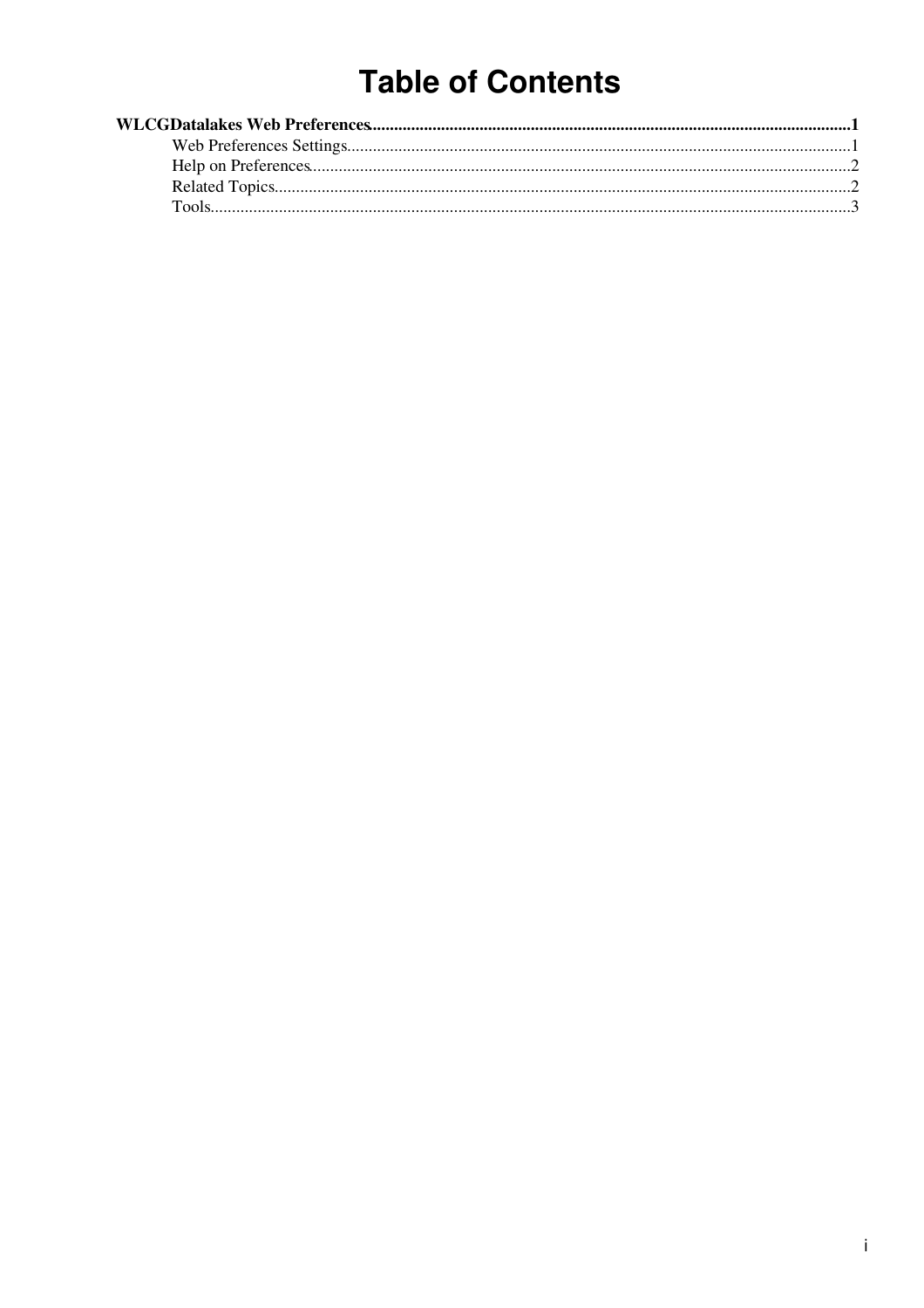# Table of Contents

**WLCGDatalakes Web Preferences**......................................................................................................................**1**

- Web Preferences Settings......................................................................................................................1
- Help on Preferences..............................................................................................................................2
- Related Topics.......................................................................................................................................2
- Tools.....................................................................................................................................................3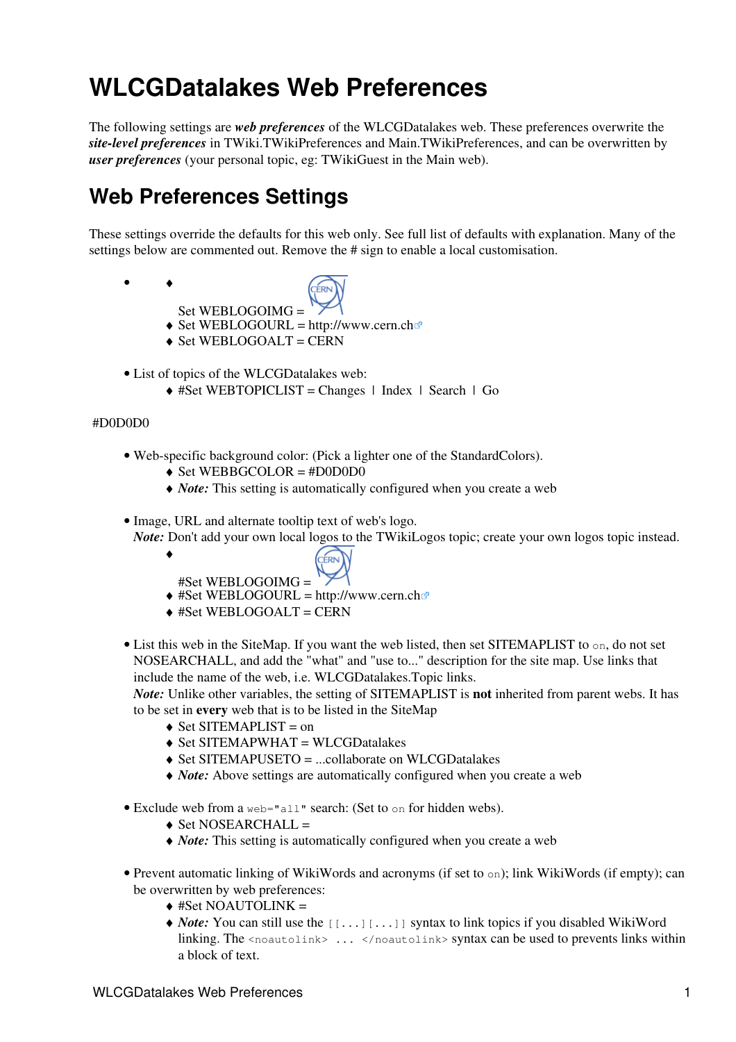# WLCGDatalakes Web Preferences

The following settings are ***web preferences*** of the WLCGDatalakes web. These preferences overwrite the ***site-level preferences*** in TWiki.TWikiPreferences and Main.TWikiPreferences, and can be overwritten by ***user preferences*** (your personal topic, eg: TWikiGuest in the Main web).

## Web Preferences Settings

These settings override the defaults for this web only. See full list of defaults with explanation. Many of the settings below are commented out. Remove the # sign to enable a local customisation.

- 
    - Set WEBLOGOIMG =
    - Set WEBLOGOURL = http://www.cern.ch
    - Set WEBLOGOALT = CERN

- List of topics of the WLCGDatalakes web:
    - #Set WEBTOPICLIST = Changes | Index | Search | Go

#D0D0D0

- Web-specific background color: (Pick a lighter one of the StandardColors).
    - Set WEBBGCOLOR = #D0D0D0
    - *Note:* This setting is automatically configured when you create a web

- Image, URL and alternate tooltip text of web's logo.  
  *Note:* Don't add your own local logos to the TWikiLogos topic; create your own logos topic instead.
    - #Set WEBLOGOIMG =
    - #Set WEBLOGOURL = http://www.cern.ch
    - #Set WEBLOGOALT = CERN

- List this web in the SiteMap. If you want the web listed, then set SITEMAPLIST to `on`, do not set NOSEARCHALL, and add the "what" and "use to..." description for the site map. Use links that include the name of the web, i.e. WLCGDatalakes.Topic links.  
  *Note:* Unlike other variables, the setting of SITEMAPLIST is **not** inherited from parent webs. It has to be set in **every** web that is to be listed in the SiteMap
    - Set SITEMAPLIST = on
    - Set SITEMAPWHAT = WLCGDatalakes
    - Set SITEMAPUSETO = ...collaborate on WLCGDatalakes
    - *Note:* Above settings are automatically configured when you create a web

- Exclude web from a `web="all"` search: (Set to `on` for hidden webs).
    - Set NOSEARCHALL =
    - *Note:* This setting is automatically configured when you create a web

- Prevent automatic linking of WikiWords and acronyms (if set to `on`); link WikiWords (if empty); can be overwritten by web preferences:
    - #Set NOAUTOLINK =
    - *Note:* You can still use the `[[...][...]]` syntax to link topics if you disabled WikiWord linking. The `<noautolink> ... </noautolink>` syntax can be used to prevents links within a block of text.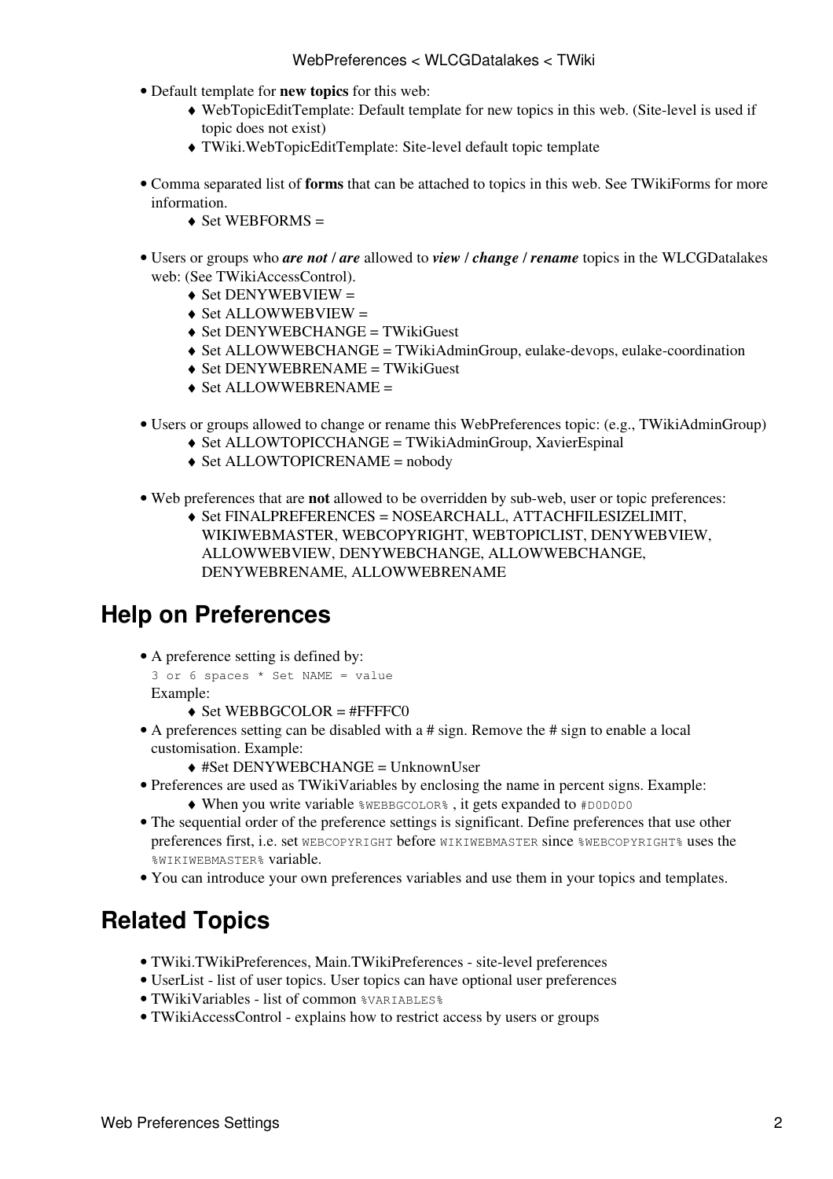- Default template for **new topics** for this web:
    - WebTopicEditTemplate: Default template for new topics in this web. (Site-level is used if topic does not exist)
    - TWiki.WebTopicEditTemplate: Site-level default topic template

- Comma separated list of **forms** that can be attached to topics in this web. See TWikiForms for more information.
    - Set WEBFORMS =

- Users or groups who ***are not*** / ***are*** allowed to ***view*** / ***change*** / ***rename*** topics in the WLCGDatalakes web: (See TWikiAccessControl).
    - Set DENYWEBVIEW =
    - Set ALLOWWEBVIEW =
    - Set DENYWEBCHANGE = TWikiGuest
    - Set ALLOWWEBCHANGE = TWikiAdminGroup, eulake-devops, eulake-coordination
    - Set DENYWEBRENAME = TWikiGuest
    - Set ALLOWWEBRENAME =

- Users or groups allowed to change or rename this WebPreferences topic: (e.g., TWikiAdminGroup)
    - Set ALLOWTOPICCHANGE = TWikiAdminGroup, XavierEspinal
    - Set ALLOWTOPICRENAME = nobody

- Web preferences that are **not** allowed to be overridden by sub-web, user or topic preferences:
    - Set FINALPREFERENCES = NOSEARCHALL, ATTACHFILESIZELIMIT, WIKIWEBMASTER, WEBCOPYRIGHT, WEBTOPICLIST, DENYWEBVIEW, ALLOWWEBVIEW, DENYWEBCHANGE, ALLOWWEBCHANGE, DENYWEBRENAME, ALLOWWEBRENAME

## Help on Preferences

- A preference setting is defined by:
  `3 or 6 spaces * Set NAME = value`
  Example:
    - Set WEBBGCOLOR = #FFFFC0
- A preferences setting can be disabled with a # sign. Remove the # sign to enable a local customisation. Example:
    - #Set DENYWEBCHANGE = UnknownUser
- Preferences are used as TWikiVariables by enclosing the name in percent signs. Example:
    - When you write variable `%WEBBGCOLOR%` , it gets expanded to `#D0D0D0`
- The sequential order of the preference settings is significant. Define preferences that use other preferences first, i.e. set `WEBCOPYRIGHT` before `WIKIWEBMASTER` since `%WEBCOPYRIGHT%` uses the `%WIKIWEBMASTER%` variable.
- You can introduce your own preferences variables and use them in your topics and templates.

## Related Topics

- TWiki.TWikiPreferences, Main.TWikiPreferences - site-level preferences
- UserList - list of user topics. User topics can have optional user preferences
- TWikiVariables - list of common `%VARIABLES%`
- TWikiAccessControl - explains how to restrict access by users or groups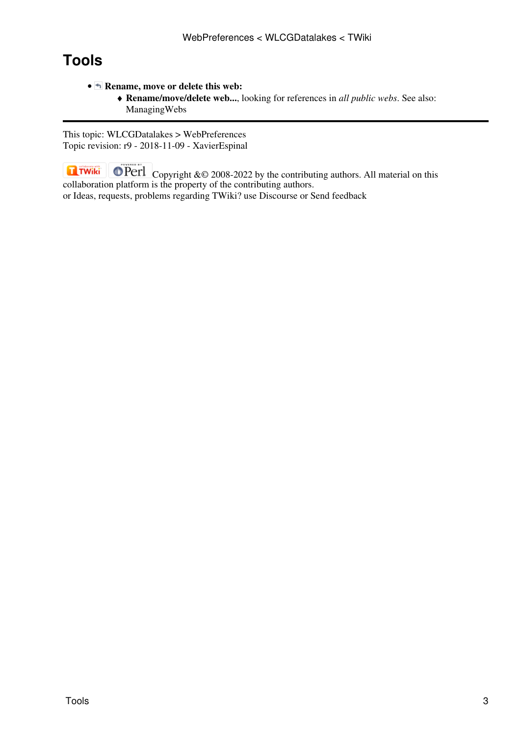## Tools

- **Rename, move or delete this web:**
  - **Rename/move/delete web...**, looking for references in *all public webs*. See also: ManagingWebs

---

This topic: WLCGDatalakes > WebPreferences
Topic revision: r9 - 2018-11-09 - XavierEspinal

Copyright &© 2008-2022 by the contributing authors. All material on this collaboration platform is the property of the contributing authors.
or Ideas, requests, problems regarding TWiki? use Discourse or Send feedback